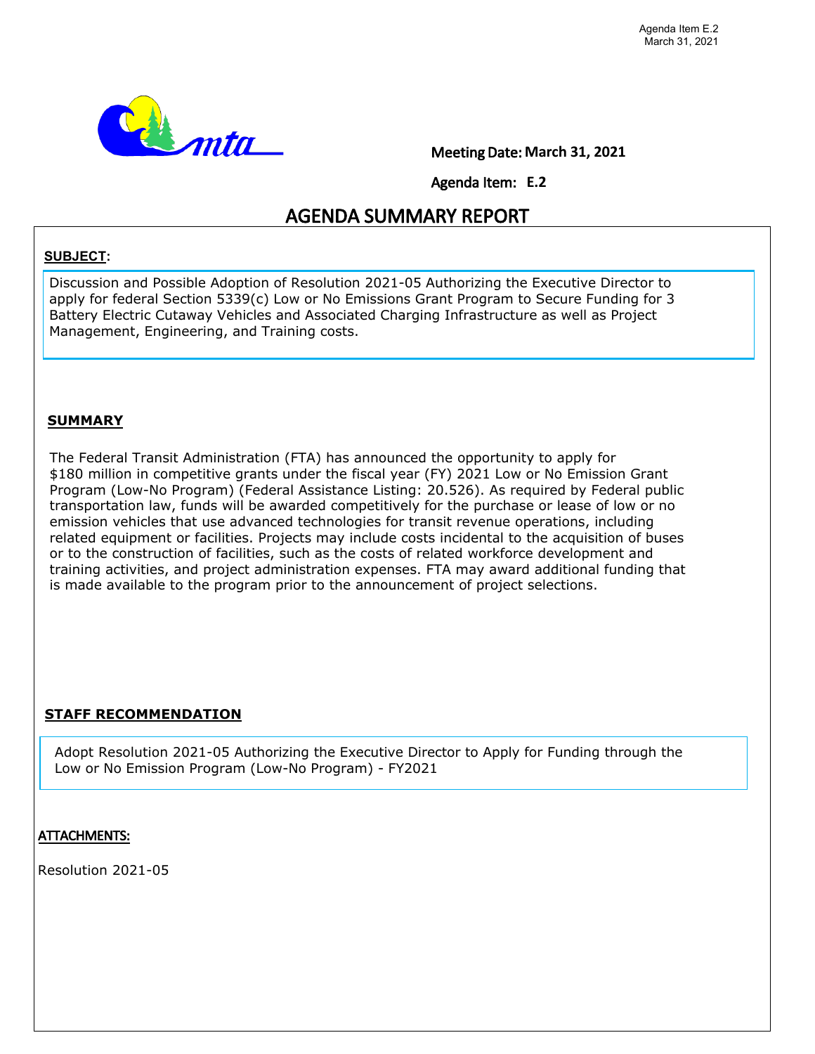Meeting Date: March 31, 2021

Agenda Item: E.2

# AGENDA SUMMARY REPORT

**SUBJECT:**

Discussion and Possible Adoption of Resolution 2021-05 Authorizing the Executive Director to apply for federal Section 5339(c) Low or No Emissions Grant Program to Secure Funding for 3 Battery Electric Cutaway Vehicles and Associated Charging Infrastructure as well as Project Management, Engineering, and Training costs.

**SUMMARY**

The Federal Transit Administration (FTA) has announced the opportunity to apply for $180 million in competitive grants under the fiscal year (FY) 2021 Low or No Emission Grant Program (Low-No Program) (Federal Assistance Listing: 20.526). As required by Federal public transportation law, funds will be awarded competitively for the purchase or lease of low or no emission vehicles that use advanced technologies for transit revenue operations, including related equipment or facilities. Projects may include costs incidental to the acquisition of buses or to the construction of facilities, such as the costs of related workforce development and training activities, and project administration expenses. FTA may award additional funding that is made available to the program prior to the announcement of project selections.

**STAFF RECOMMENDATION**

Adopt Resolution 2021-05 Authorizing the Executive Director to Apply for Funding through the Low or No Emission Program (Low-No Program) - FY2021

**ATTACHMENTS:**

Resolution 2021-05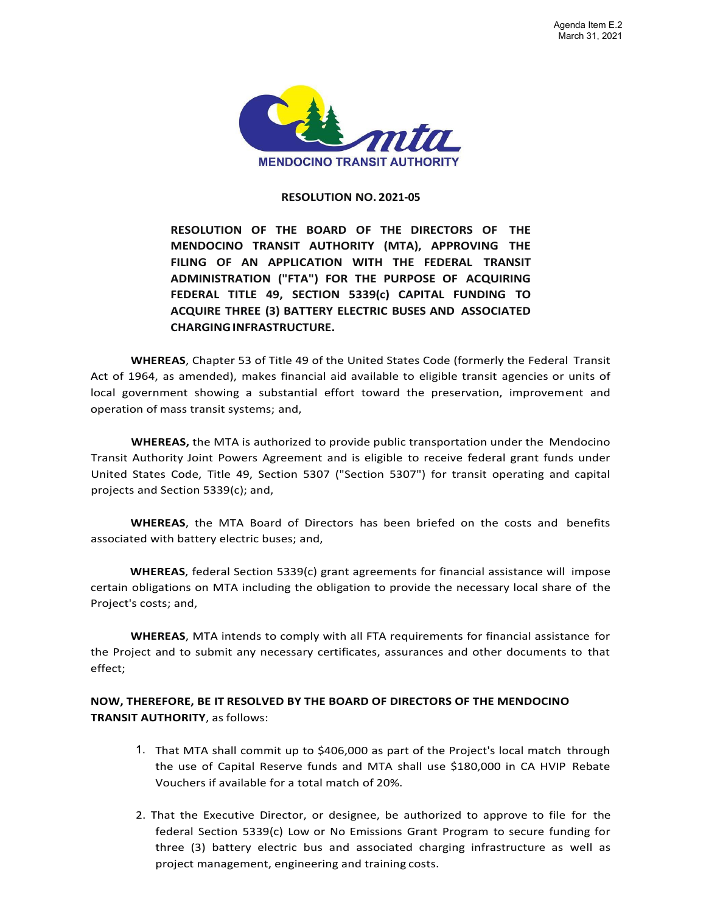Agenda Item E.2
March 31, 2021

MENDOCINO TRANSIT AUTHORITY

**RESOLUTION NO. 2021-05**

**RESOLUTION OF THE BOARD OF THE DIRECTORS OF THE MENDOCINO TRANSIT AUTHORITY (MTA), APPROVING THE FILING OF AN APPLICATION WITH THE FEDERAL TRANSIT ADMINISTRATION ("FTA") FOR THE PURPOSE OF ACQUIRING FEDERAL TITLE 49, SECTION 5339(c) CAPITAL FUNDING TO ACQUIRE THREE (3) BATTERY ELECTRIC BUSES AND ASSOCIATED CHARGING INFRASTRUCTURE.**

**WHEREAS**, Chapter 53 of Title 49 of the United States Code (formerly the Federal Transit Act of 1964, as amended), makes financial aid available to eligible transit agencies or units of local government showing a substantial effort toward the preservation, improvement and operation of mass transit systems; and,

**WHEREAS,** the MTA is authorized to provide public transportation under the Mendocino Transit Authority Joint Powers Agreement and is eligible to receive federal grant funds under United States Code, Title 49, Section 5307 ("Section 5307") for transit operating and capital projects and Section 5339(c); and,

**WHEREAS**, the MTA Board of Directors has been briefed on the costs and benefits associated with battery electric buses; and,

**WHEREAS**, federal Section 5339(c) grant agreements for financial assistance will impose certain obligations on MTA including the obligation to provide the necessary local share of the Project's costs; and,

**WHEREAS**, MTA intends to comply with all FTA requirements for financial assistance for the Project and to submit any necessary certificates, assurances and other documents to that effect;

**NOW, THEREFORE, BE IT RESOLVED BY THE BOARD OF DIRECTORS OF THE MENDOCINO TRANSIT AUTHORITY**, as follows:

1. That MTA shall commit up to $406,000 as part of the Project's local match through the use of Capital Reserve funds and MTA shall use $180,000 in CA HVIP Rebate Vouchers if available for a total match of 20%.

2. That the Executive Director, or designee, be authorized to approve to file for the federal Section 5339(c) Low or No Emissions Grant Program to secure funding for three (3) battery electric bus and associated charging infrastructure as well as project management, engineering and training costs.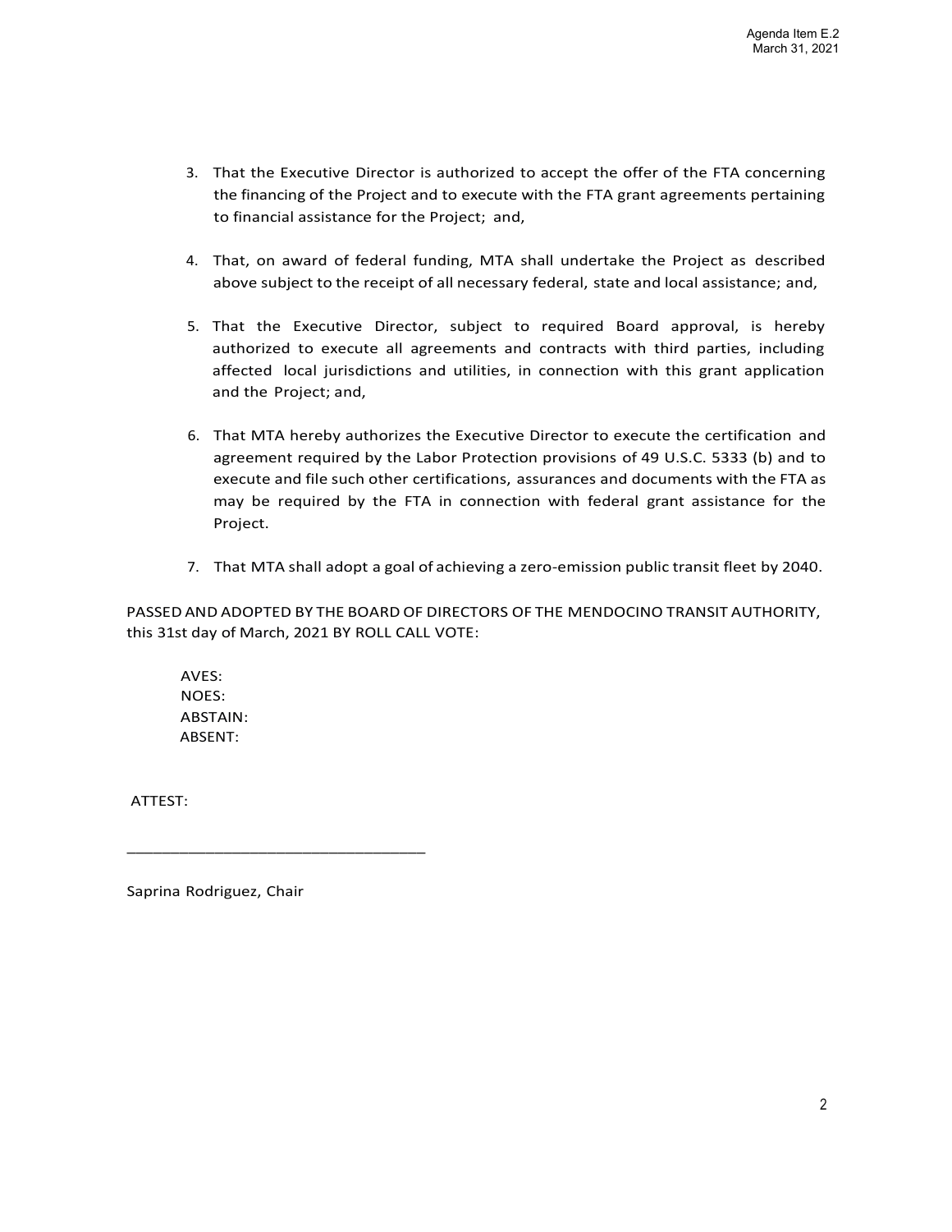3. That the Executive Director is authorized to accept the offer of the FTA concerning the financing of the Project and to execute with the FTA grant agreements pertaining to financial assistance for the Project; and,

4. That, on award of federal funding, MTA shall undertake the Project as described above subject to the receipt of all necessary federal, state and local assistance; and,

5. That the Executive Director, subject to required Board approval, is hereby authorized to execute all agreements and contracts with third parties, including affected local jurisdictions and utilities, in connection with this grant application and the Project; and,

6. That MTA hereby authorizes the Executive Director to execute the certification and agreement required by the Labor Protection provisions of 49 U.S.C. 5333 (b) and to execute and file such other certifications, assurances and documents with the FTA as may be required by the FTA in connection with federal grant assistance for the Project.

7. That MTA shall adopt a goal of achieving a zero-emission public transit fleet by 2040.

PASSED AND ADOPTED BY THE BOARD OF DIRECTORS OF THE MENDOCINO TRANSIT AUTHORITY, this 31st day of March, 2021 BY ROLL CALL VOTE:

AVES:
NOES:
ABSTAIN:
ABSENT:

ATTEST:

___________________________________

Saprina Rodriguez, Chair